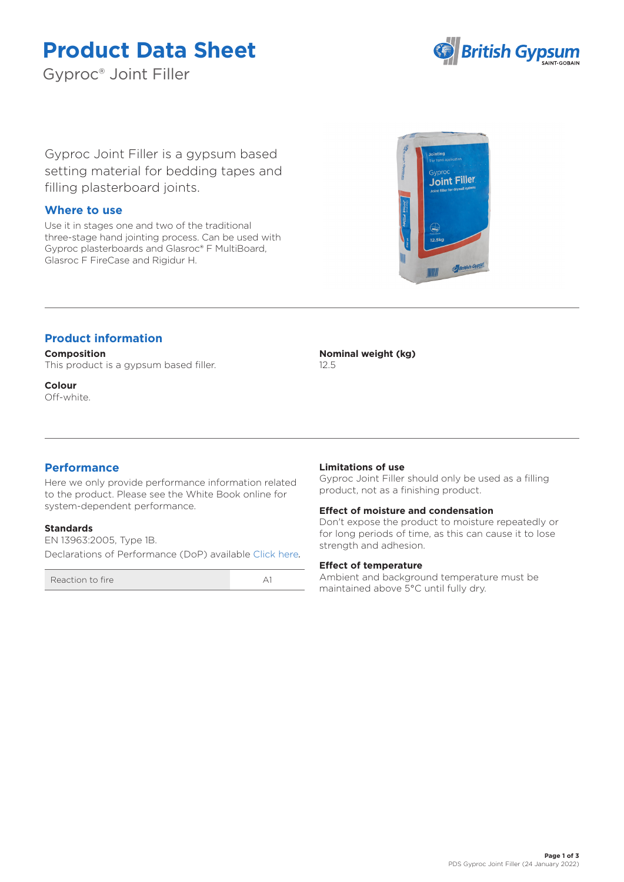# Product Data Sheet

Gyproc® Joint Filler

Gyproc Joint Filler is a gypsum based setting material for bedding tapes and filling plasterboard joints.

## Where to use

Use it in stages one and two of the traditional three-stage hand jointing process. Can be used with Gyproc plasterboards and Glasroc® F MultiBoard, Glasroc F FireCase and Rigidur H.

## Product information

**Composition**
This product is a gypsum based filler.

**Colour**
Off-white.

**Nominal weight (kg)**
12.5

## Performance

Here we only provide performance information related to the product. Please see the White Book online for system-dependent performance.

**Standards**
EN 13963:2005, Type 1B.

Declarations of Performance (DoP) available Click here.

| Reaction to fire | A1 |
|---|---|

**Limitations of use**
Gyproc Joint Filler should only be used as a filling product, not as a finishing product.

**Effect of moisture and condensation**
Don't expose the product to moisture repeatedly or for long periods of time, as this can cause it to lose strength and adhesion.

**Effect of temperature**
Ambient and background temperature must be maintained above 5°C until fully dry.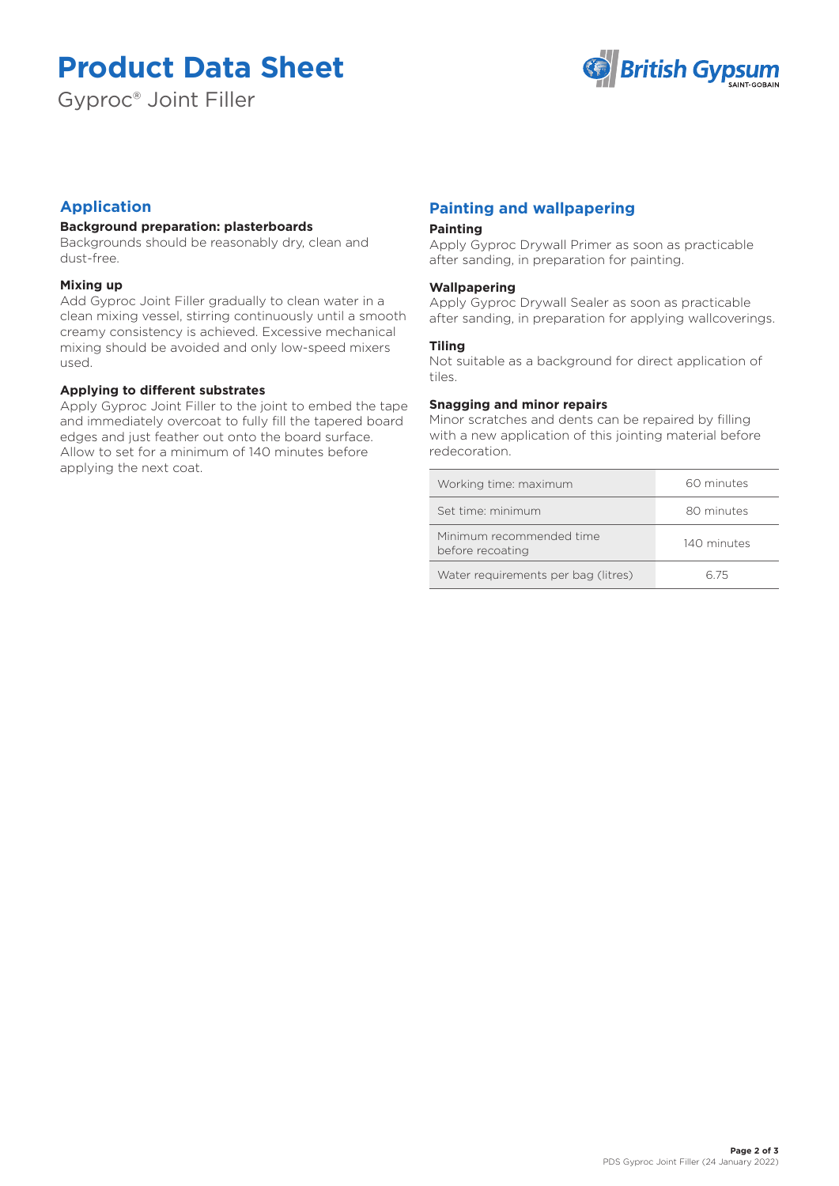# Product Data Sheet

Gyproc® Joint Filler

## Application

**Background preparation: plasterboards**
Backgrounds should be reasonably dry, clean and dust-free.

**Mixing up**
Add Gyproc Joint Filler gradually to clean water in a clean mixing vessel, stirring continuously until a smooth creamy consistency is achieved. Excessive mechanical mixing should be avoided and only low-speed mixers used.

**Applying to different substrates**
Apply Gyproc Joint Filler to the joint to embed the tape and immediately overcoat to fully fill the tapered board edges and just feather out onto the board surface. Allow to set for a minimum of 140 minutes before applying the next coat.

## Painting and wallpapering

**Painting**
Apply Gyproc Drywall Primer as soon as practicable after sanding, in preparation for painting.

**Wallpapering**
Apply Gyproc Drywall Sealer as soon as practicable after sanding, in preparation for applying wallcoverings.

**Tiling**
Not suitable as a background for direct application of tiles.

**Snagging and minor repairs**
Minor scratches and dents can be repaired by filling with a new application of this jointing material before redecoration.

| | |
|---|---|
| Working time: maximum | 60 minutes |
| Set time: minimum | 80 minutes |
| Minimum recommended time before recoating | 140 minutes |
| Water requirements per bag (litres) | 6.75 |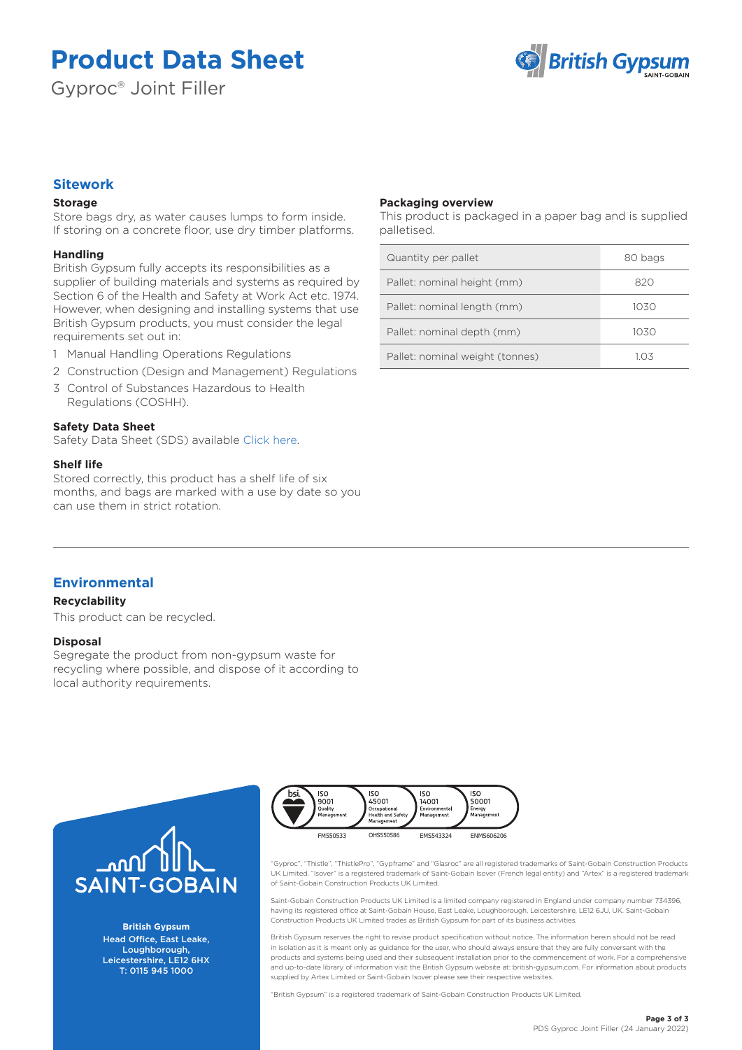# Product Data Sheet

Gyproc® Joint Filler

## Sitework

### Storage

Store bags dry, as water causes lumps to form inside. If storing on a concrete floor, use dry timber platforms.

### Handling

British Gypsum fully accepts its responsibilities as a supplier of building materials and systems as required by Section 6 of the Health and Safety at Work Act etc. 1974. However, when designing and installing systems that use British Gypsum products, you must consider the legal requirements set out in:

1. Manual Handling Operations Regulations
2. Construction (Design and Management) Regulations
3. Control of Substances Hazardous to Health Regulations (COSHH).

### Safety Data Sheet

Safety Data Sheet (SDS) available Click here.

### Shelf life

Stored correctly, this product has a shelf life of six months, and bags are marked with a use by date so you can use them in strict rotation.

### Packaging overview

This product is packaged in a paper bag and is supplied palletised.

| | |
|---|---|
| Quantity per pallet | 80 bags |
| Pallet: nominal height (mm) | 820 |
| Pallet: nominal length (mm) | 1030 |
| Pallet: nominal depth (mm) | 1030 |
| Pallet: nominal weight (tonnes) | 1.03 |

## Environmental

### Recyclability

This product can be recycled.

### Disposal

Segregate the product from non-gypsum waste for recycling where possible, and dispose of it according to local authority requirements.

SAINT-GOBAIN

**British Gypsum**
**Head Office, East Leake, Loughborough, Leicestershire, LE12 6HX**
**T: 0115 945 1000**

ISO 9001 Quality Management FM550533 | ISO 45001 Occupational Health and Safety Management OHS550586 | ISO 14001 Environmental Management EMS543324 | ISO 50001 Energy Management ENMS606206

"Gyproc", "Thistle", "ThistlePro", "Gypframe" and "Glasroc" are all registered trademarks of Saint-Gobain Construction Products UK Limited. "Isover" is a registered trademark of Saint-Gobain Isover (French legal entity) and "Artex" is a registered trademark of Saint-Gobain Construction Products UK Limited.

Saint-Gobain Construction Products UK Limited is a limited company registered in England under company number 734396, having its registered office at Saint-Gobain House, East Leake, Loughborough, Leicestershire, LE12 6JU, UK. Saint-Gobain Construction Products UK Limited trades as British Gypsum for part of its business activities.

British Gypsum reserves the right to revise product specification without notice. The information herein should not be read in isolation as it is meant only as guidance for the user, who should always ensure that they are fully conversant with the products and systems being used and their subsequent installation prior to the commencement of work. For a comprehensive and up-to-date library of information visit the British Gypsum website at: british-gypsum.com. For information about products supplied by Artex Limited or Saint-Gobain Isover please see their respective websites.

"British Gypsum" is a registered trademark of Saint-Gobain Construction Products UK Limited.

PDS Gyproc Joint Filler (24 January 2022)